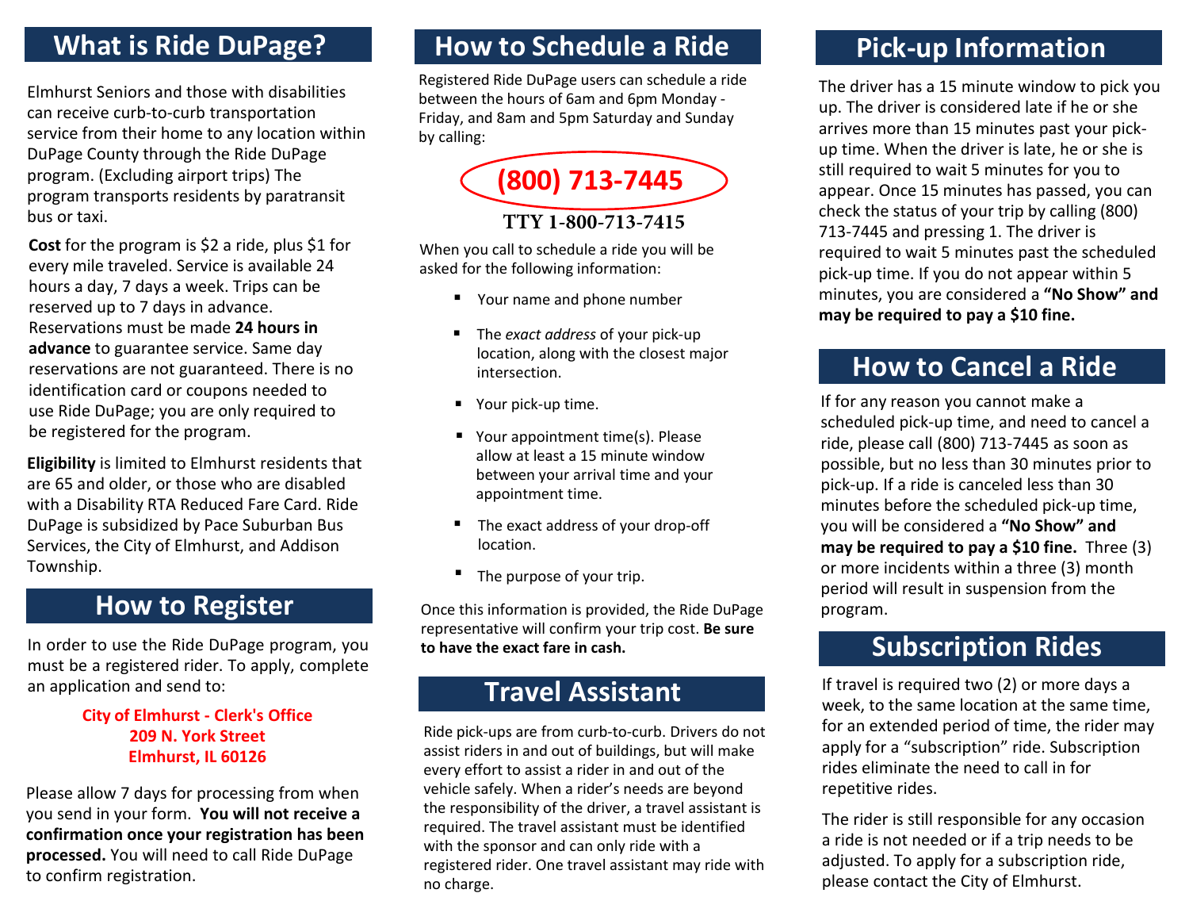## What is Ride DuPage?

Elmhurst Seniors and those with disabilities can receive curb-to-curb transportation service from their home to any location within DuPage County through the Ride DuPage program. (Excluding airport trips) The program transports residents by paratransit bus or taxi.

**Cost** for the program is $2 a ride, plus $1 for every mile traveled. Service is available 24 hours a day, 7 days a week. Trips can be reserved up to 7 days in advance. Reservations must be made **24 hours in advance** to guarantee service. Same day reservations are not guaranteed. There is no identification card or coupons needed to use Ride DuPage; you are only required to be registered for the program.

**Eligibility** is limited to Elmhurst residents that are 65 and older, or those who are disabled with a Disability RTA Reduced Fare Card. Ride DuPage is subsidized by Pace Suburban Bus Services, the City of Elmhurst, and Addison Township.

## How to Register

In order to use the Ride DuPage program, you must be a registered rider. To apply, complete an application and send to:

**City of Elmhurst - Clerk's Office**
**209 N. York Street**
**Elmhurst, IL 60126**

Please allow 7 days for processing from when you send in your form. **You will not receive a confirmation once your registration has been processed.** You will need to call Ride DuPage to confirm registration.

## How to Schedule a Ride

Registered Ride DuPage users can schedule a ride between the hours of 6am and 6pm Monday - Friday, and 8am and 5pm Saturday and Sunday by calling:

**(800) 713-7445**

**TTY 1-800-713-7415**

When you call to schedule a ride you will be asked for the following information:

- Your name and phone number
- The *exact address* of your pick-up location, along with the closest major intersection.
- Your pick-up time.
- Your appointment time(s). Please allow at least a 15 minute window between your arrival time and your appointment time.
- The exact address of your drop-off location.
- The purpose of your trip.

Once this information is provided, the Ride DuPage representative will confirm your trip cost. **Be sure to have the exact fare in cash.**

## Travel Assistant

Ride pick-ups are from curb-to-curb. Drivers do not assist riders in and out of buildings, but will make every effort to assist a rider in and out of the vehicle safely. When a rider's needs are beyond the responsibility of the driver, a travel assistant is required. The travel assistant must be identified with the sponsor and can only ride with a registered rider. One travel assistant may ride with no charge.

## Pick-up Information

The driver has a 15 minute window to pick you up. The driver is considered late if he or she arrives more than 15 minutes past your pick-up time. When the driver is late, he or she is still required to wait 5 minutes for you to appear. Once 15 minutes has passed, you can check the status of your trip by calling (800) 713-7445 and pressing 1. The driver is required to wait 5 minutes past the scheduled pick-up time. If you do not appear within 5 minutes, you are considered a **"No Show" and may be required to pay a $10 fine.**

## How to Cancel a Ride

If for any reason you cannot make a scheduled pick-up time, and need to cancel a ride, please call (800) 713-7445 as soon as possible, but no less than 30 minutes prior to pick-up. If a ride is canceled less than 30 minutes before the scheduled pick-up time, you will be considered a **"No Show" and may be required to pay a $10 fine.** Three (3) or more incidents within a three (3) month period will result in suspension from the program.

## Subscription Rides

If travel is required two (2) or more days a week, to the same location at the same time, for an extended period of time, the rider may apply for a "subscription" ride. Subscription rides eliminate the need to call in for repetitive rides.

The rider is still responsible for any occasion a ride is not needed or if a trip needs to be adjusted. To apply for a subscription ride, please contact the City of Elmhurst.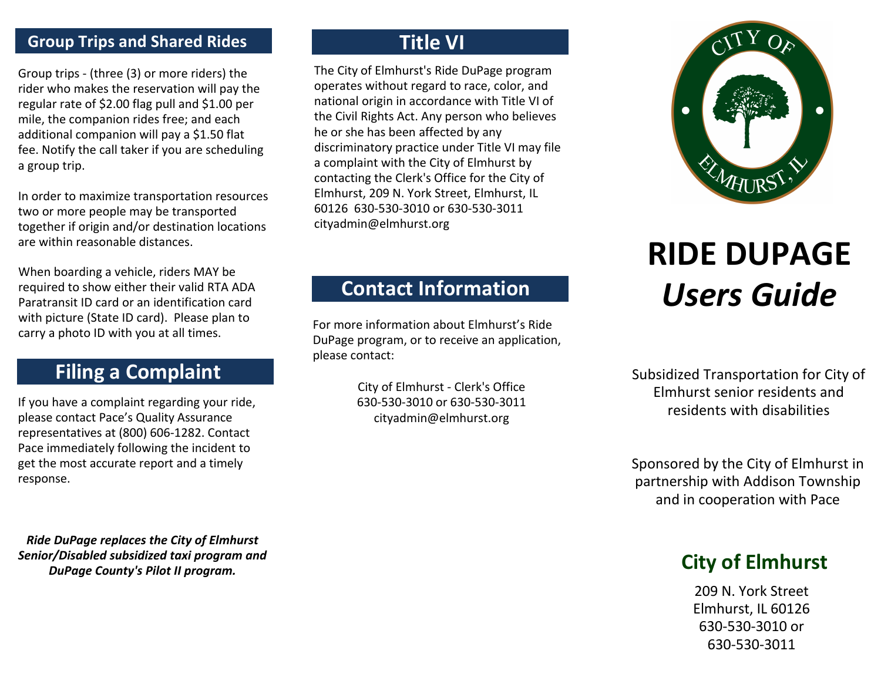## Group Trips and Shared Rides

Group trips - (three (3) or more riders) the rider who makes the reservation will pay the regular rate of $2.00 flag pull and $1.00 per mile, the companion rides free; and each additional companion will pay a $1.50 flat fee. Notify the call taker if you are scheduling a group trip.

In order to maximize transportation resources two or more people may be transported together if origin and/or destination locations are within reasonable distances.

When boarding a vehicle, riders MAY be required to show either their valid RTA ADA Paratransit ID card or an identification card with picture (State ID card). Please plan to carry a photo ID with you at all times.

## Filing a Complaint

If you have a complaint regarding your ride, please contact Pace's Quality Assurance representatives at (800) 606-1282. Contact Pace immediately following the incident to get the most accurate report and a timely response.

***Ride DuPage replaces the City of Elmhurst Senior/Disabled subsidized taxi program and DuPage County's Pilot II program.***

## Title VI

The City of Elmhurst's Ride DuPage program operates without regard to race, color, and national origin in accordance with Title VI of the Civil Rights Act. Any person who believes he or she has been affected by any discriminatory practice under Title VI may file a complaint with the City of Elmhurst by contacting the Clerk's Office for the City of Elmhurst, 209 N. York Street, Elmhurst, IL 60126 630-530-3010 or 630-530-3011 cityadmin@elmhurst.org

## Contact Information

For more information about Elmhurst's Ride DuPage program, or to receive an application, please contact:

City of Elmhurst - Clerk's Office
630-530-3010 or 630-530-3011
cityadmin@elmhurst.org

CITY OF ELMHURST, IL

# RIDE DUPAGE *Users Guide*

Subsidized Transportation for City of Elmhurst senior residents and residents with disabilities

Sponsored by the City of Elmhurst in partnership with Addison Township and in cooperation with Pace

## City of Elmhurst

209 N. York Street
Elmhurst, IL 60126
630-530-3010 or
630-530-3011